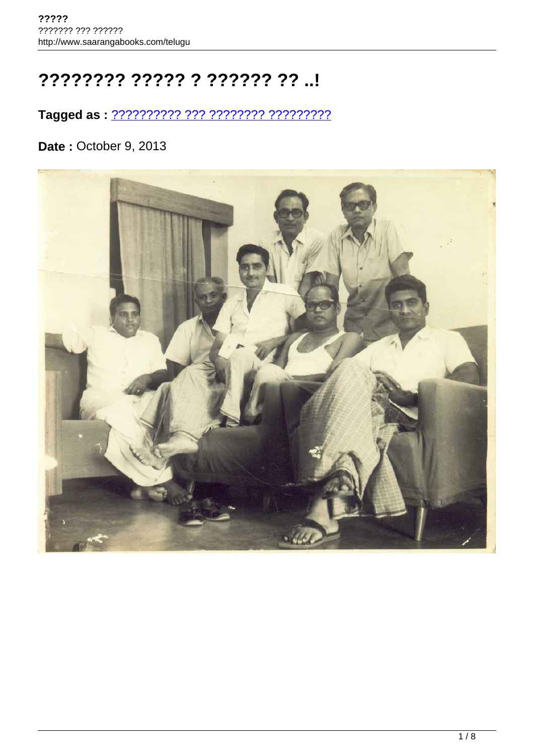# ???????? ????? ? ?????? ?? ..!

**Tagged as :** ?????????? ??? ???????? ?????????

**Date :** October 9, 2013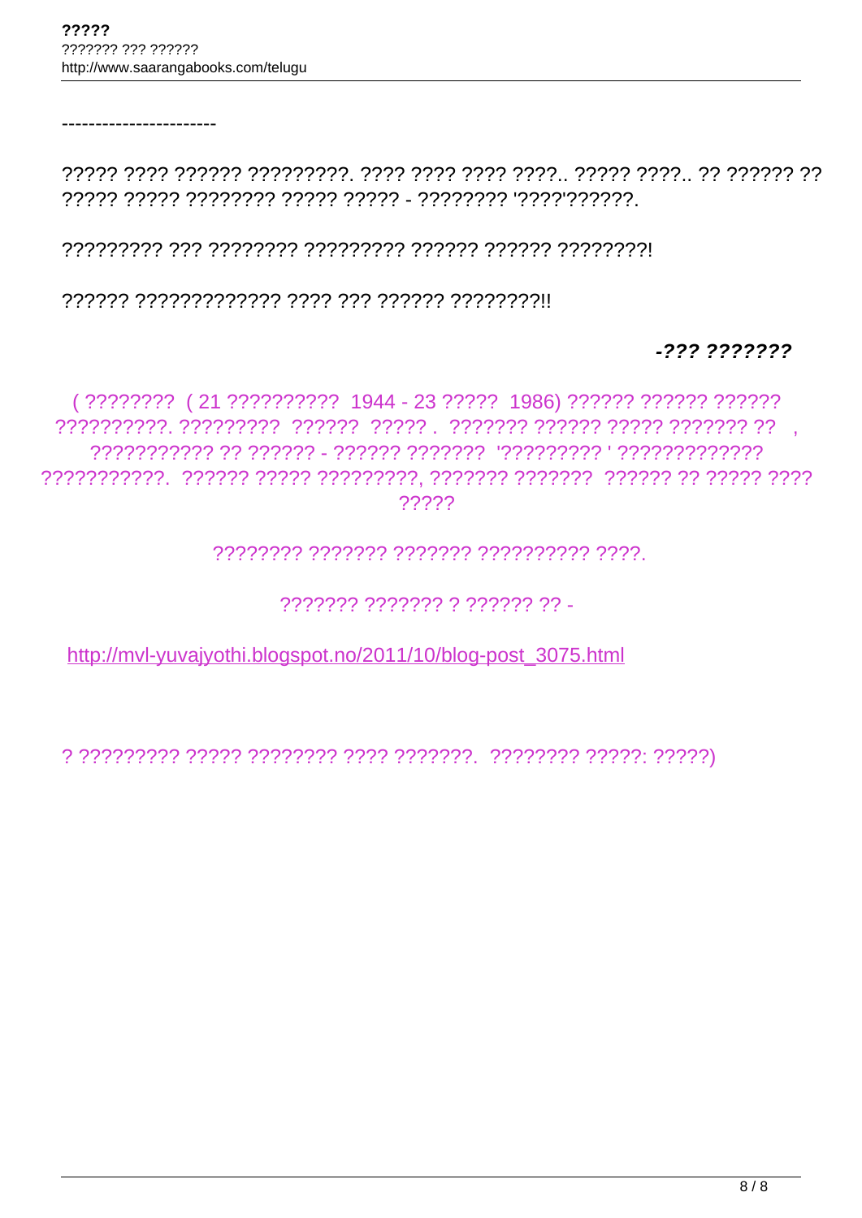-----------------------

????? ???? ?????? ?????????. ???? ???? ???? ????.. ????? ????.. ?? ?????? ?? ????? ????? ???????? ????? ????? - ???????? '????'??????.

????????? ??? ???????? ????????? ?????? ?????? ????????!

?????? ????????????? ???? ??? ?????? ????????!!

***-??? ???????***

( ???????? ( 21 ?????????? 1944 - 23 ????? 1986) ?????? ?????? ?????? ??????????. ????????? ?????? ????? . ??????? ?????? ????? ??????? ?? , ??????????? ?? ?????? - ?????? ??????? '????????? ' ????????????? ???????????. ?????? ????? ?????????, ??????? ??????? ?????? ?? ????? ???? ?????

???????? ??????? ??????? ?????????? ????.

??????? ??????? ? ?????? ?? -

http://mvl-yuvajyothi.blogspot.no/2011/10/blog-post_3075.html

? ????????? ????? ???????? ???? ???????. ???????? ?????: ?????)